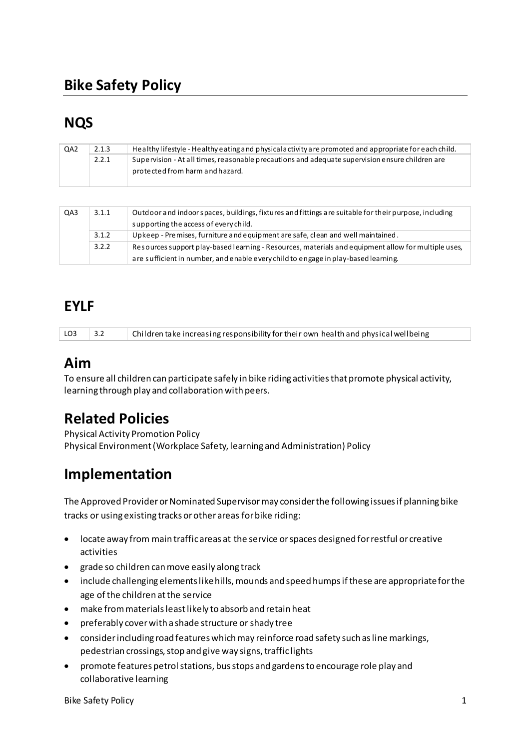# Bike Safety Policy

## NQS

| QA2 | 2.1.3 | Healthy lifestyle - Healthy eating and physical activity are promoted and appropriate for each child. |
|---|---|---|
| | 2.2.1 | Supervision - At all times, reasonable precautions and adequate supervision ensure children are protected from harm and hazard. |

| QA3 | 3.1.1 | Outdoor and indoor spaces, buildings, fixtures and fittings are suitable for their purpose, including supporting the access of every child. |
|---|---|---|
| | 3.1.2 | Upkeep - Premises, furniture and equipment are safe, clean and well maintained. |
| | 3.2.2 | Resources support play-based learning - Resources, materials and equipment allow for multiple uses, are sufficient in number, and enable every child to engage in play-based learning. |

## EYLF

| LO3 | 3.2 | Children take increasing responsibility for their own health and physical wellbeing |
|---|---|---|

## Aim

To ensure all children can participate safely in bike riding activities that promote physical activity, learning through play and collaboration with peers.

## Related Policies

Physical Activity Promotion Policy
Physical Environment (Workplace Safety, learning and Administration) Policy

## Implementation

The Approved Provider or Nominated Supervisor may consider the following issues if planning bike tracks or using existing tracks or other areas for bike riding:

- locate away from main traffic areas at the service or spaces designed for restful or creative activities
- grade so children can move easily along track
- include challenging elements like hills, mounds and speed humps if these are appropriate for the age of the children at the service
- make from materials least likely to absorb and retain heat
- preferably cover with a shade structure or shady tree
- consider including road features which may reinforce road safety such as line markings, pedestrian crossings, stop and give way signs, traffic lights
- promote features petrol stations, bus stops and gardens to encourage role play and collaborative learning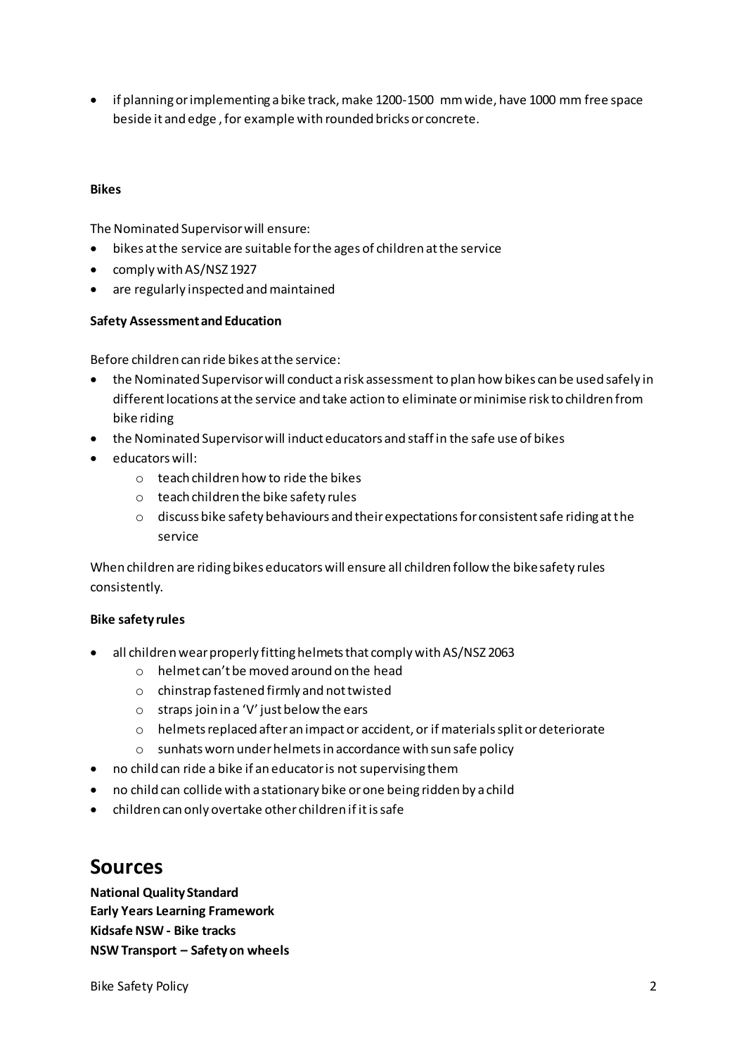- if planning or implementing a bike track, make 1200-1500 mm wide, have 1000 mm free space beside it and edge , for example with rounded bricks or concrete.

**Bikes**

The Nominated Supervisor will ensure:

- bikes at the service are suitable for the ages of children at the service
- comply with AS/NSZ 1927
- are regularly inspected and maintained

**Safety Assessment and Education**

Before children can ride bikes at the service:

- the Nominated Supervisor will conduct a risk assessment to plan how bikes can be used safely in different locations at the service and take action to eliminate or minimise risk to children from bike riding
- the Nominated Supervisor will induct educators and staff in the safe use of bikes
- educators will:
    - teach children how to ride the bikes
    - teach children the bike safety rules
    - discuss bike safety behaviours and their expectations for consistent safe riding at the service

When children are riding bikes educators will ensure all children follow the bike safety rules consistently.

**Bike safety rules**

- all children wear properly fitting helmets that comply with AS/NSZ 2063
    - helmet can't be moved around on the head
    - chinstrap fastened firmly and not twisted
    - straps join in a 'V' just below the ears
    - helmets replaced after an impact or accident, or if materials split or deteriorate
    - sunhats worn under helmets in accordance with sun safe policy
- no child can ride a bike if an educator is not supervising them
- no child can collide with a stationary bike or one being ridden by a child
- children can only overtake other children if it is safe

# Sources

**National Quality Standard**
**Early Years Learning Framework**
**Kidsafe NSW - Bike tracks**
**NSW Transport – Safety on wheels**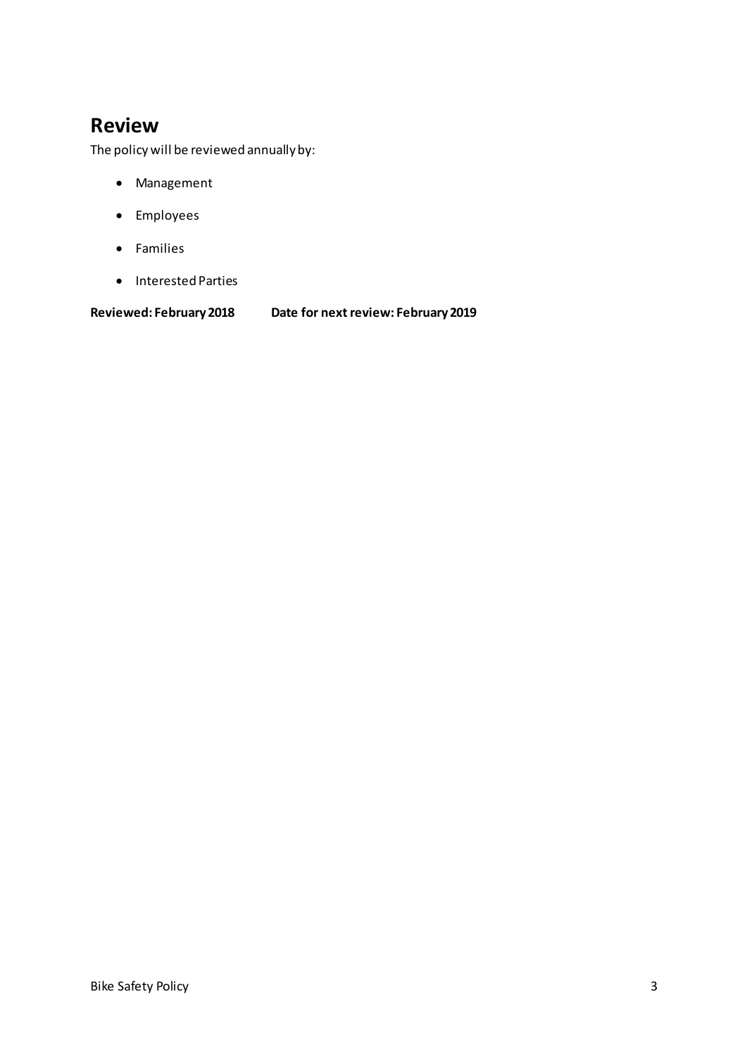## Review

The policy will be reviewed annually by:

- Management
- Employees
- Families
- Interested Parties

**Reviewed: February 2018** **Date for next review: February 2019**